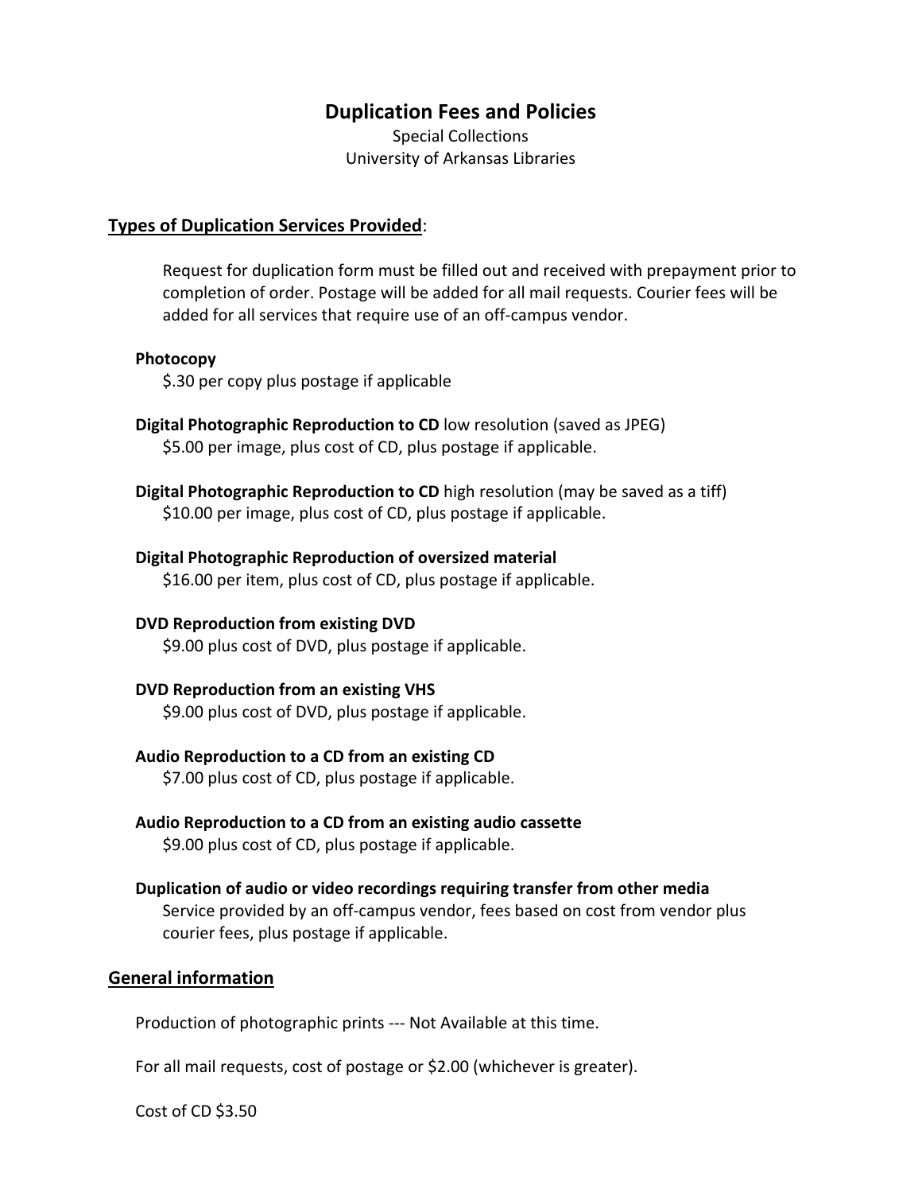# Duplication Fees and Policies

Special Collections
University of Arkansas Libraries

## Types of Duplication Services Provided:

Request for duplication form must be filled out and received with prepayment prior to completion of order. Postage will be added for all mail requests. Courier fees will be added for all services that require use of an off-campus vendor.

**Photocopy**
$.30 per copy plus postage if applicable

**Digital Photographic Reproduction to CD** low resolution (saved as JPEG)
$5.00 per image, plus cost of CD, plus postage if applicable.

**Digital Photographic Reproduction to CD** high resolution (may be saved as a tiff)
$10.00 per image, plus cost of CD, plus postage if applicable.

**Digital Photographic Reproduction of oversized material**
$16.00 per item, plus cost of CD, plus postage if applicable.

**DVD Reproduction from existing DVD**
$9.00 plus cost of DVD, plus postage if applicable.

**DVD Reproduction from an existing VHS**
$9.00 plus cost of DVD, plus postage if applicable.

**Audio Reproduction to a CD from an existing CD**
$7.00 plus cost of CD, plus postage if applicable.

**Audio Reproduction to a CD from an existing audio cassette**
$9.00 plus cost of CD, plus postage if applicable.

**Duplication of audio or video recordings requiring transfer from other media**
Service provided by an off-campus vendor, fees based on cost from vendor plus courier fees, plus postage if applicable.

## General information

Production of photographic prints --- Not Available at this time.

For all mail requests, cost of postage or $2.00 (whichever is greater).

Cost of CD $3.50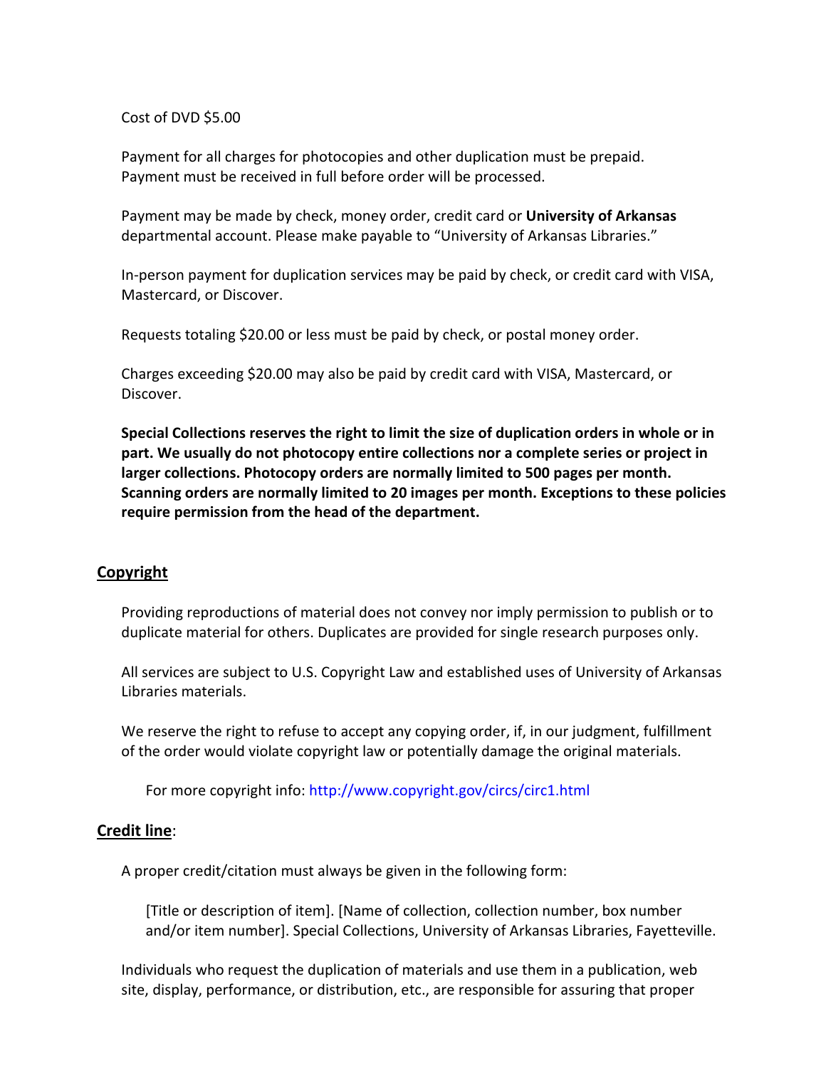Cost of DVD $5.00

Payment for all charges for photocopies and other duplication must be prepaid. Payment must be received in full before order will be processed.

Payment may be made by check, money order, credit card or **University of Arkansas** departmental account. Please make payable to "University of Arkansas Libraries."

In-person payment for duplication services may be paid by check, or credit card with VISA, Mastercard, or Discover.

Requests totaling $20.00 or less must be paid by check, or postal money order.

Charges exceeding $20.00 may also be paid by credit card with VISA, Mastercard, or Discover.

**Special Collections reserves the right to limit the size of duplication orders in whole or in part. We usually do not photocopy entire collections nor a complete series or project in larger collections. Photocopy orders are normally limited to 500 pages per month. Scanning orders are normally limited to 20 images per month. Exceptions to these policies require permission from the head of the department.**

## Copyright

Providing reproductions of material does not convey nor imply permission to publish or to duplicate material for others. Duplicates are provided for single research purposes only.

All services are subject to U.S. Copyright Law and established uses of University of Arkansas Libraries materials.

We reserve the right to refuse to accept any copying order, if, in our judgment, fulfillment of the order would violate copyright law or potentially damage the original materials.

For more copyright info: http://www.copyright.gov/circs/circ1.html

## Credit line:

A proper credit/citation must always be given in the following form:

[Title or description of item]. [Name of collection, collection number, box number and/or item number]. Special Collections, University of Arkansas Libraries, Fayetteville.

Individuals who request the duplication of materials and use them in a publication, web site, display, performance, or distribution, etc., are responsible for assuring that proper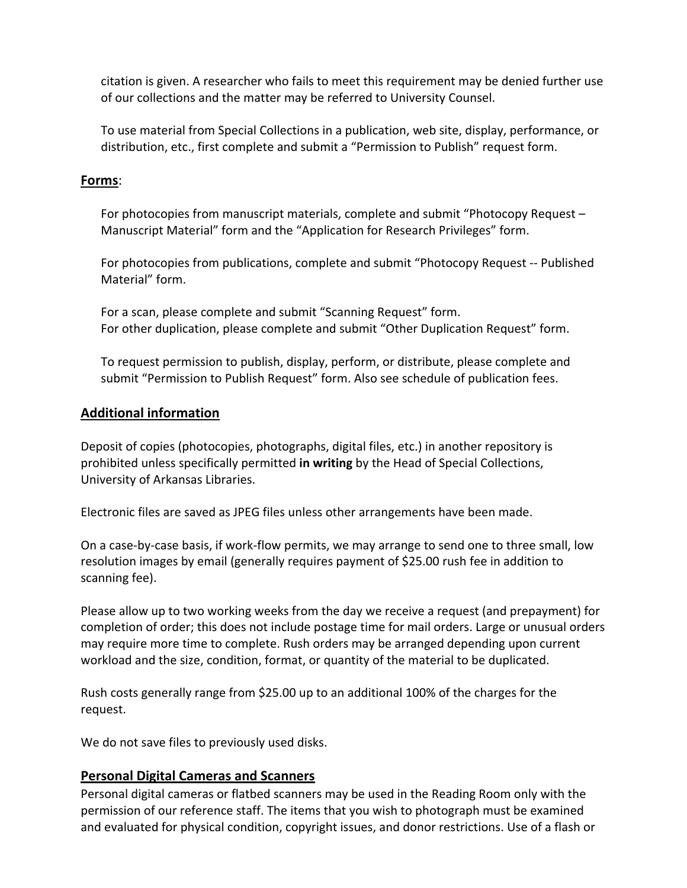citation is given. A researcher who fails to meet this requirement may be denied further use of our collections and the matter may be referred to University Counsel.

To use material from Special Collections in a publication, web site, display, performance, or distribution, etc., first complete and submit a "Permission to Publish" request form.

**Forms**:

For photocopies from manuscript materials, complete and submit "Photocopy Request – Manuscript Material" form and the "Application for Research Privileges" form.

For photocopies from publications, complete and submit "Photocopy Request -- Published Material" form.

For a scan, please complete and submit "Scanning Request" form.
For other duplication, please complete and submit "Other Duplication Request" form.

To request permission to publish, display, perform, or distribute, please complete and submit "Permission to Publish Request" form. Also see schedule of publication fees.

## Additional information

Deposit of copies (photocopies, photographs, digital files, etc.) in another repository is prohibited unless specifically permitted **in writing** by the Head of Special Collections, University of Arkansas Libraries.

Electronic files are saved as JPEG files unless other arrangements have been made.

On a case-by-case basis, if work-flow permits, we may arrange to send one to three small, low resolution images by email (generally requires payment of $25.00 rush fee in addition to scanning fee).

Please allow up to two working weeks from the day we receive a request (and prepayment) for completion of order; this does not include postage time for mail orders. Large or unusual orders may require more time to complete. Rush orders may be arranged depending upon current workload and the size, condition, format, or quantity of the material to be duplicated.

Rush costs generally range from $25.00 up to an additional 100% of the charges for the request.

We do not save files to previously used disks.

## Personal Digital Cameras and Scanners

Personal digital cameras or flatbed scanners may be used in the Reading Room only with the permission of our reference staff. The items that you wish to photograph must be examined and evaluated for physical condition, copyright issues, and donor restrictions. Use of a flash or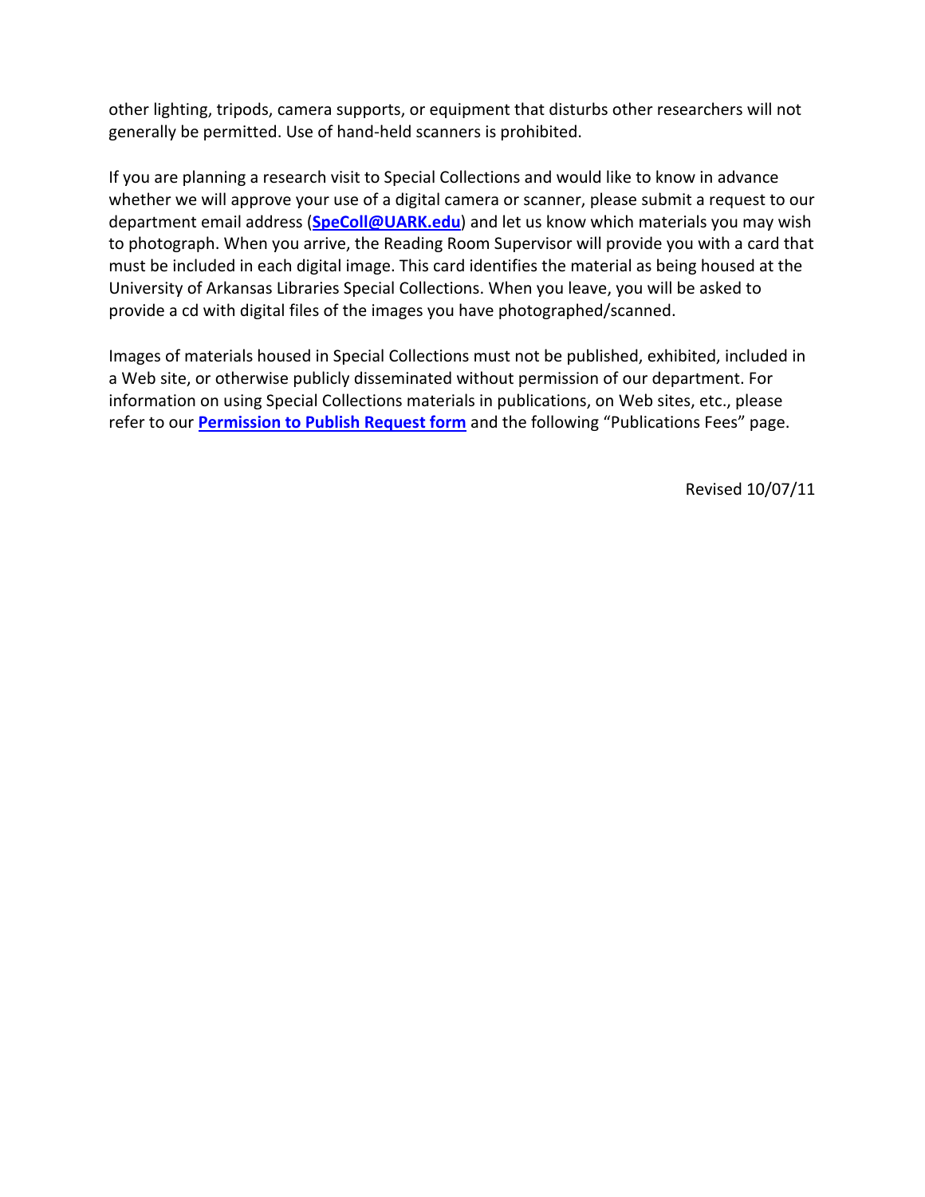other lighting, tripods, camera supports, or equipment that disturbs other researchers will not generally be permitted. Use of hand-held scanners is prohibited.

If you are planning a research visit to Special Collections and would like to know in advance whether we will approve your use of a digital camera or scanner, please submit a request to our department email address (**SpeColl@UARK.edu**) and let us know which materials you may wish to photograph. When you arrive, the Reading Room Supervisor will provide you with a card that must be included in each digital image. This card identifies the material as being housed at the University of Arkansas Libraries Special Collections. When you leave, you will be asked to provide a cd with digital files of the images you have photographed/scanned.

Images of materials housed in Special Collections must not be published, exhibited, included in a Web site, or otherwise publicly disseminated without permission of our department. For information on using Special Collections materials in publications, on Web sites, etc., please refer to our **Permission to Publish Request form** and the following "Publications Fees" page.

Revised 10/07/11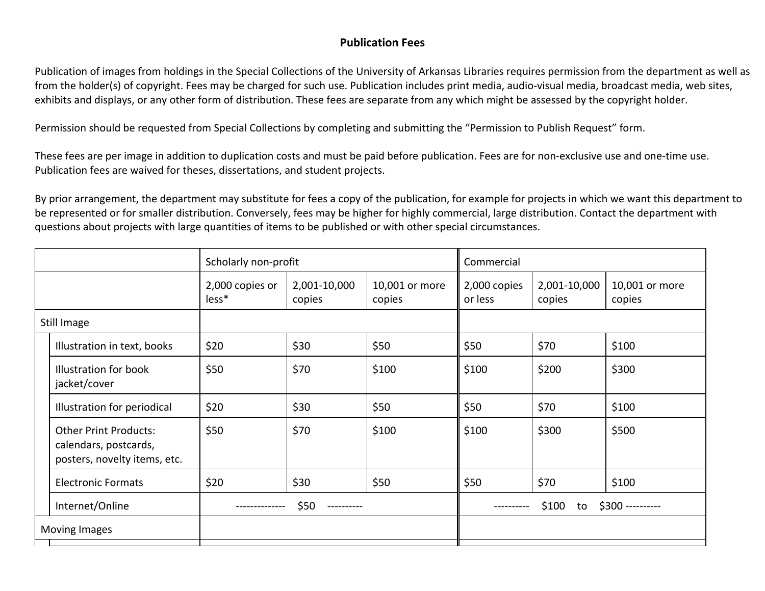## Publication Fees

Publication of images from holdings in the Special Collections of the University of Arkansas Libraries requires permission from the department as well as from the holder(s) of copyright. Fees may be charged for such use. Publication includes print media, audio-visual media, broadcast media, web sites, exhibits and displays, or any other form of distribution. These fees are separate from any which might be assessed by the copyright holder.

Permission should be requested from Special Collections by completing and submitting the "Permission to Publish Request" form.

These fees are per image in addition to duplication costs and must be paid before publication. Fees are for non-exclusive use and one-time use. Publication fees are waived for theses, dissertations, and student projects.

By prior arrangement, the department may substitute for fees a copy of the publication, for example for projects in which we want this department to be represented or for smaller distribution. Conversely, fees may be higher for highly commercial, large distribution. Contact the department with questions about projects with large quantities of items to be published or with other special circumstances.

| | Scholarly non-profit | | | Commercial | | |
|---|---|---|---|---|---|---|
| | 2,000 copies or less* | 2,001-10,000 copies | 10,001 or more copies | 2,000 copies or less | 2,001-10,000 copies | 10,001 or more copies |
| Still Image | | | | | | |
| Illustration in text, books | $20 | $30 | $50 | $50 | $70 | $100 |
| Illustration for book jacket/cover | $50 | $70 | $100 | $100 | $200 | $300 |
| Illustration for periodical | $20 | $30 | $50 | $50 | $70 | $100 |
| Other Print Products: calendars, postcards, posters, novelty items, etc. | $50 | $70 | $100 | $100 | $300 | $500 |
| Electronic Formats | $20 | $30 | $50 | $50 | $70 | $100 |
| Internet/Online | $50 | | | $100 to $300 | | |
| Moving Images | | | | | | |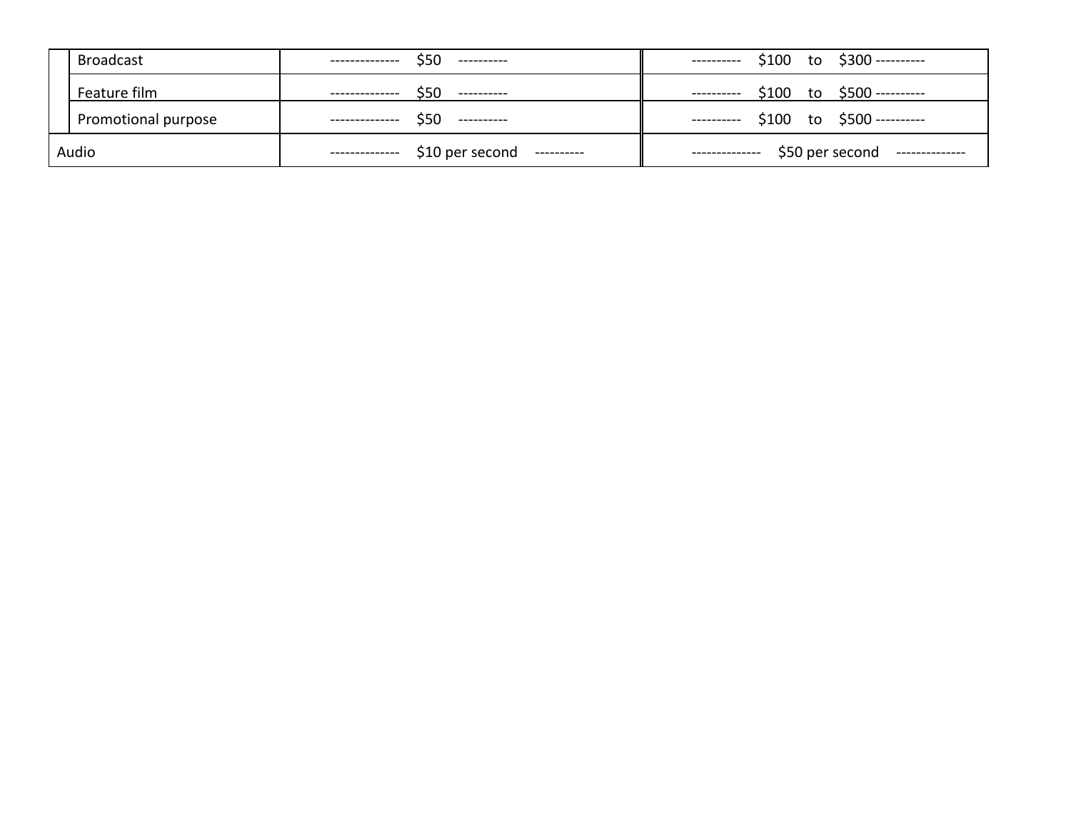| | | | |
|---|---|---|---|
| | Broadcast | -------------- $50 ---------- | ---------- $100 to $300 ---------- |
| | Feature film | -------------- $50 ---------- | ---------- $100 to $500 ---------- |
| | Promotional purpose | -------------- $50 ---------- | ---------- $100 to $500 ---------- |
| Audio | | -------------- $10 per second ---------- | -------------- $50 per second -------------- |